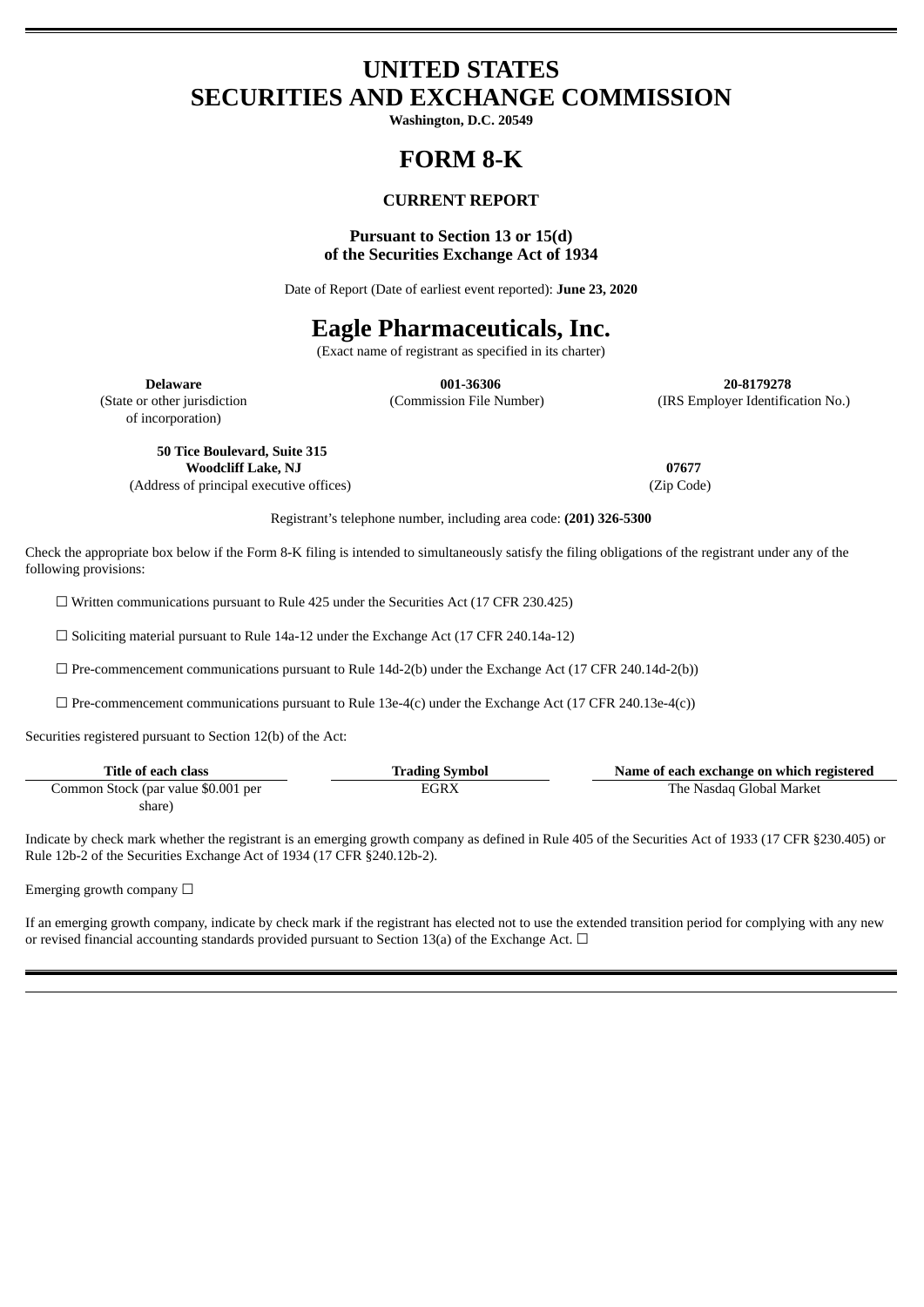# UNITED STATES
# SECURITIES AND EXCHANGE COMMISSION

**Washington, D.C. 20549**

# FORM 8-K

### CURRENT REPORT

**Pursuant to Section 13 or 15(d)**
**of the Securities Exchange Act of 1934**

Date of Report (Date of earliest event reported): **June 23, 2020**

# Eagle Pharmaceuticals, Inc.

(Exact name of registrant as specified in its charter)

| **Delaware** | **001-36306** | **20-8179278** |
|---|---|---|
| (State or other jurisdiction of incorporation) | (Commission File Number) | (IRS Employer Identification No.) |

| **50 Tice Boulevard, Suite 315 Woodcliff Lake, NJ** | **07677** |
|---|---|
| (Address of principal executive offices) | (Zip Code) |

Registrant's telephone number, including area code: **(201) 326-5300**

Check the appropriate box below if the Form 8-K filing is intended to simultaneously satisfy the filing obligations of the registrant under any of the following provisions:

☐ Written communications pursuant to Rule 425 under the Securities Act (17 CFR 230.425)

☐ Soliciting material pursuant to Rule 14a-12 under the Exchange Act (17 CFR 240.14a-12)

☐ Pre-commencement communications pursuant to Rule 14d-2(b) under the Exchange Act (17 CFR 240.14d-2(b))

☐ Pre-commencement communications pursuant to Rule 13e-4(c) under the Exchange Act (17 CFR 240.13e-4(c))

Securities registered pursuant to Section 12(b) of the Act:

| Title of each class | Trading Symbol | Name of each exchange on which registered |
|---|---|---|
| Common Stock (par value $0.001 per share) | EGRX | The Nasdaq Global Market |

Indicate by check mark whether the registrant is an emerging growth company as defined in Rule 405 of the Securities Act of 1933 (17 CFR §230.405) or Rule 12b-2 of the Securities Exchange Act of 1934 (17 CFR §240.12b-2).

Emerging growth company ☐

If an emerging growth company, indicate by check mark if the registrant has elected not to use the extended transition period for complying with any new or revised financial accounting standards provided pursuant to Section 13(a) of the Exchange Act. ☐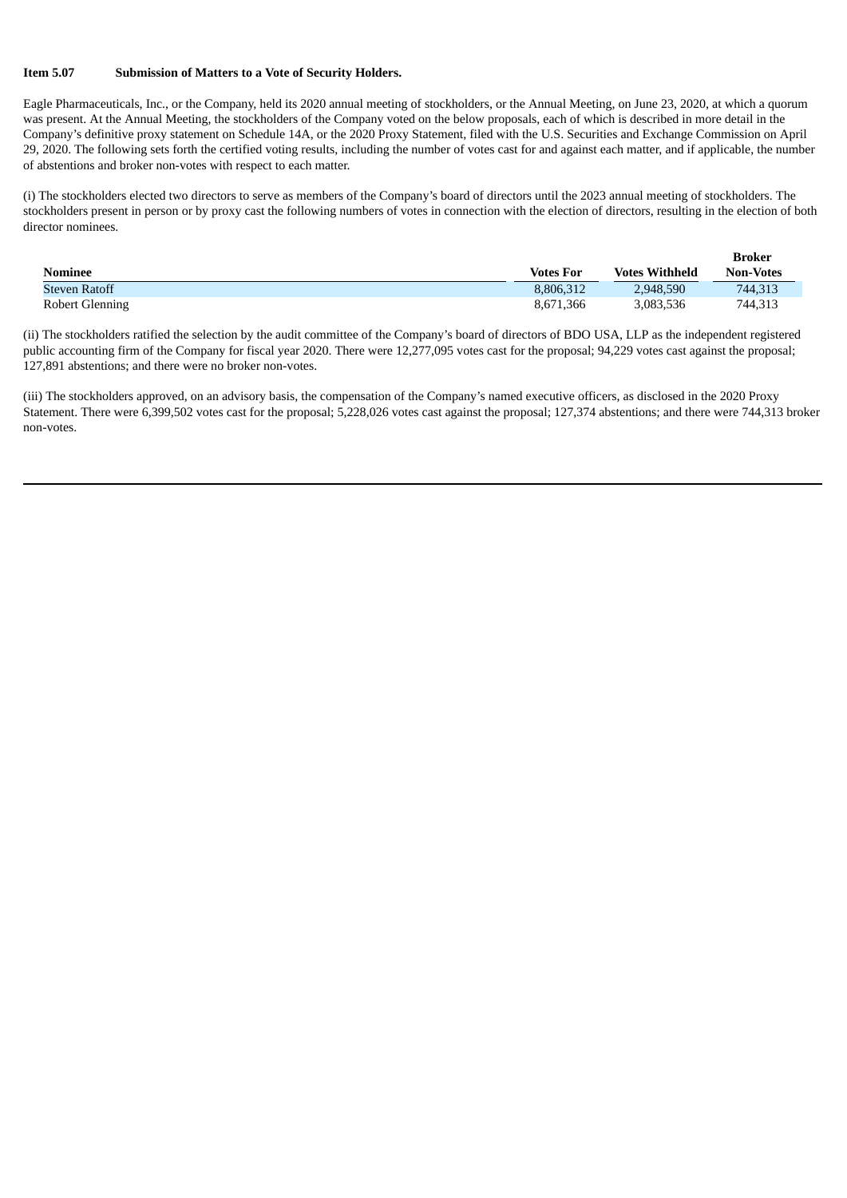**Item 5.07 Submission of Matters to a Vote of Security Holders.**

Eagle Pharmaceuticals, Inc., or the Company, held its 2020 annual meeting of stockholders, or the Annual Meeting, on June 23, 2020, at which a quorum was present. At the Annual Meeting, the stockholders of the Company voted on the below proposals, each of which is described in more detail in the Company's definitive proxy statement on Schedule 14A, or the 2020 Proxy Statement, filed with the U.S. Securities and Exchange Commission on April 29, 2020. The following sets forth the certified voting results, including the number of votes cast for and against each matter, and if applicable, the number of abstentions and broker non-votes with respect to each matter.

(i) The stockholders elected two directors to serve as members of the Company's board of directors until the 2023 annual meeting of stockholders. The stockholders present in person or by proxy cast the following numbers of votes in connection with the election of directors, resulting in the election of both director nominees.

| Nominee | Votes For | Votes Withheld | Broker Non-Votes |
|---|---|---|---|
| Steven Ratoff | 8,806,312 | 2,948,590 | 744,313 |
| Robert Glenning | 8,671,366 | 3,083,536 | 744,313 |

(ii) The stockholders ratified the selection by the audit committee of the Company's board of directors of BDO USA, LLP as the independent registered public accounting firm of the Company for fiscal year 2020. There were 12,277,095 votes cast for the proposal; 94,229 votes cast against the proposal; 127,891 abstentions; and there were no broker non-votes.

(iii) The stockholders approved, on an advisory basis, the compensation of the Company's named executive officers, as disclosed in the 2020 Proxy Statement. There were 6,399,502 votes cast for the proposal; 5,228,026 votes cast against the proposal; 127,374 abstentions; and there were 744,313 broker non-votes.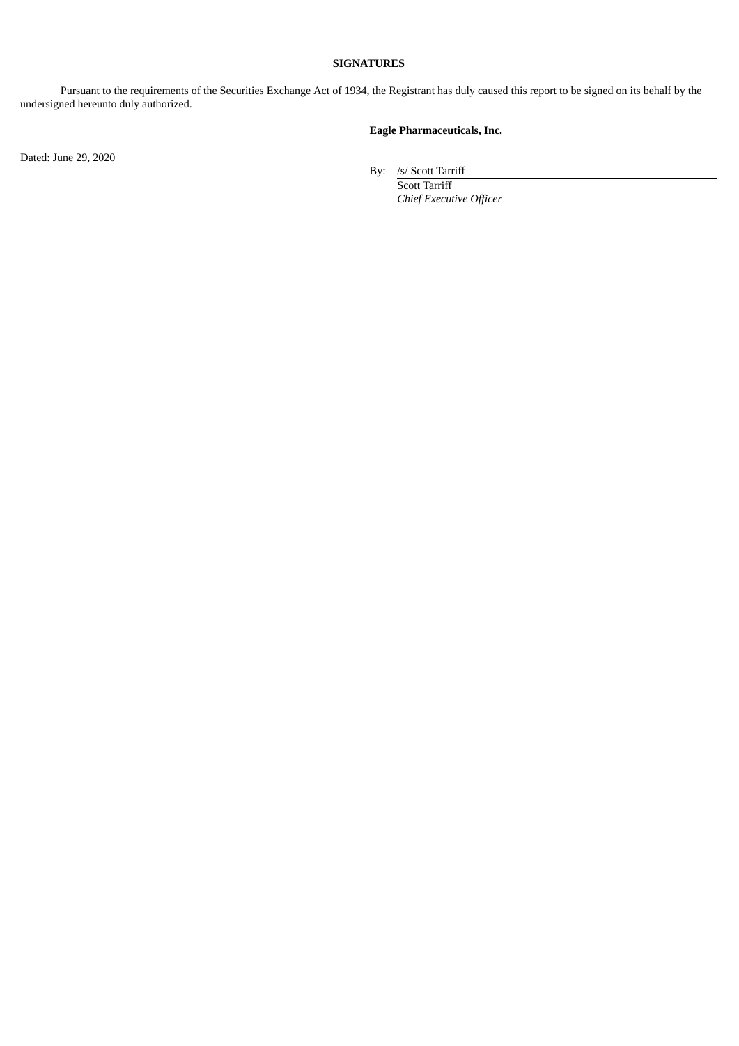**SIGNATURES**

Pursuant to the requirements of the Securities Exchange Act of 1934, the Registrant has duly caused this report to be signed on its behalf by the undersigned hereunto duly authorized.

**Eagle Pharmaceuticals, Inc.**

Dated: June 29, 2020

By: /s/ Scott Tarriff
Scott Tarriff
*Chief Executive Officer*